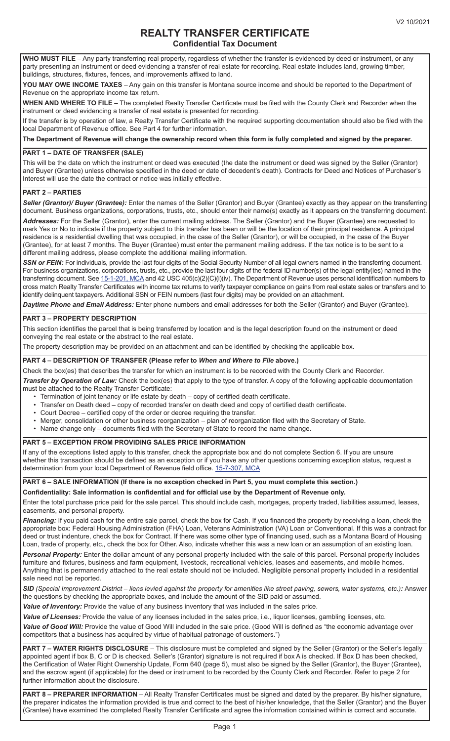# REALTY TRANSFER CERTIFICATE

## Confidential Tax Document

**WHO MUST FILE** – Any party transferring real property, regardless of whether the transfer is evidenced by deed or instrument, or any party presenting an instrument or deed evidencing a transfer of real estate for recording. Real estate includes land, growing timber, buildings, structures, fixtures, fences, and improvements affixed to land.

**YOU MAY OWE INCOME TAXES** – Any gain on this transfer is Montana source income and should be reported to the Department of Revenue on the appropriate income tax return.

**WHEN AND WHERE TO FILE** – The completed Realty Transfer Certificate must be filed with the County Clerk and Recorder when the instrument or deed evidencing a transfer of real estate is presented for recording.

If the transfer is by operation of law, a Realty Transfer Certificate with the required supporting documentation should also be filed with the local Department of Revenue office. See Part 4 for further information.

**The Department of Revenue will change the ownership record when this form is fully completed and signed by the preparer.**

### PART 1 – DATE OF TRANSFER (SALE)

This will be the date on which the instrument or deed was executed (the date the instrument or deed was signed by the Seller (Grantor) and Buyer (Grantee) unless otherwise specified in the deed or date of decedent's death). Contracts for Deed and Notices of Purchaser's Interest will use the date the contract or notice was initially effective.

### PART 2 – PARTIES

***Seller (Grantor)/ Buyer (Grantee):*** Enter the names of the Seller (Grantor) and Buyer (Grantee) exactly as they appear on the transferring document. Business organizations, corporations, trusts, etc., should enter their name(s) exactly as it appears on the transferring document.

***Addresses:*** For the Seller (Grantor), enter the current mailing address. The Seller (Grantor) and the Buyer (Grantee) are requested to mark Yes or No to indicate if the property subject to this transfer has been or will be the location of their principal residence. A principal residence is a residential dwelling that was occupied, in the case of the Seller (Grantor), or will be occupied, in the case of the Buyer (Grantee), for at least 7 months. The Buyer (Grantee) must enter the permanent mailing address. If the tax notice is to be sent to a different mailing address, please complete the additional mailing information.

***SSN or FEIN:*** For individuals, provide the last four digits of the Social Security Number of all legal owners named in the transferring document. For business organizations, corporations, trusts, etc., provide the last four digits of the federal ID number(s) of the legal entity(ies) named in the transferring document. See 15-1-201, MCA and 42 USC 405(c)(2)(C)(i)(iv). The Department of Revenue uses personal identification numbers to cross match Realty Transfer Certificates with income tax returns to verify taxpayer compliance on gains from real estate sales or transfers and to identify delinquent taxpayers. Additional SSN or FEIN numbers (last four digits) may be provided on an attachment.

***Daytime Phone and Email Address:*** Enter phone numbers and email addresses for both the Seller (Grantor) and Buyer (Grantee).

### PART 3 – PROPERTY DESCRIPTION

This section identifies the parcel that is being transferred by location and is the legal description found on the instrument or deed conveying the real estate or the abstract to the real estate.

The property description may be provided on an attachment and can be identified by checking the applicable box.

### PART 4 – DESCRIPTION OF TRANSFER (Please refer to *When and Where to File* above.)

Check the box(es) that describes the transfer for which an instrument is to be recorded with the County Clerk and Recorder.

***Transfer by Operation of Law:*** Check the box(es) that apply to the type of transfer. A copy of the following applicable documentation must be attached to the Realty Transfer Certificate:

- Termination of joint tenancy or life estate by death – copy of certified death certificate.
- Transfer on Death deed – copy of recorded transfer on death deed and copy of certified death certificate.
- Court Decree – certified copy of the order or decree requiring the transfer.
- Merger, consolidation or other business reorganization – plan of reorganization filed with the Secretary of State.
- Name change only – documents filed with the Secretary of State to record the name change.

### PART 5 – EXCEPTION FROM PROVIDING SALES PRICE INFORMATION

If any of the exceptions listed apply to this transfer, check the appropriate box and do not complete Section 6. If you are unsure whether this transaction should be defined as an exception or if you have any other questions concerning exception status, request a determination from your local Department of Revenue field office. 15-7-307, MCA

### PART 6 – SALE INFORMATION (If there is no exception checked in Part 5, you must complete this section.)

**Confidentiality: Sale information is confidential and for official use by the Department of Revenue only.**

Enter the total purchase price paid for the sale parcel. This should include cash, mortgages, property traded, liabilities assumed, leases, easements, and personal property.

***Financing:*** If you paid cash for the entire sale parcel, check the box for Cash. If you financed the property by receiving a loan, check the appropriate box: Federal Housing Administration (FHA) Loan, Veterans Administration (VA) Loan or Conventional. If this was a contract for deed or trust indenture, check the box for Contract. If there was some other type of financing used, such as a Montana Board of Housing Loan, trade of property, etc., check the box for Other. Also, indicate whether this was a new loan or an assumption of an existing loan.

***Personal Property:*** Enter the dollar amount of any personal property included with the sale of this parcel. Personal property includes furniture and fixtures, business and farm equipment, livestock, recreational vehicles, leases and easements, and mobile homes. Anything that is permanently attached to the real estate should not be included. Negligible personal property included in a residential sale need not be reported.

***SID** (Special Improvement District – liens levied against the property for amenities like street paving, sewers, water systems, etc.)**:*** Answer the questions by checking the appropriate boxes, and include the amount of the SID paid or assumed.

***Value of Inventory:*** Provide the value of any business inventory that was included in the sales price.

***Value of Licenses:*** Provide the value of any licenses included in the sales price, i.e., liquor licenses, gambling licenses, etc.

***Value of Good Will:*** Provide the value of Good Will included in the sale price. (Good Will is defined as "the economic advantage over competitors that a business has acquired by virtue of habitual patronage of customers.")

**PART 7 – WATER RIGHTS DISCLOSURE** – This disclosure must be completed and signed by the Seller (Grantor) or the Seller's legally appointed agent if box B, C or D is checked. Seller's (Grantor) signature is not required if box A is checked. If Box D has been checked, the Certification of Water Right Ownership Update, Form 640 (page 5), must also be signed by the Seller (Grantor), the Buyer (Grantee), and the escrow agent (if applicable) for the deed or instrument to be recorded by the County Clerk and Recorder. Refer to page 2 for further information about the disclosure.

**PART 8 – PREPARER INFORMATION** – All Realty Transfer Certificates must be signed and dated by the preparer. By his/her signature, the preparer indicates the information provided is true and correct to the best of his/her knowledge, that the Seller (Grantor) and the Buyer (Grantee) have examined the completed Realty Transfer Certificate and agree the information contained within is correct and accurate.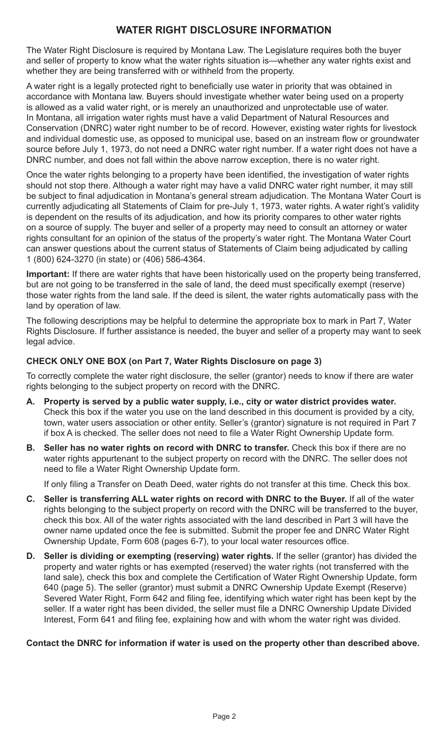## WATER RIGHT DISCLOSURE INFORMATION

The Water Right Disclosure is required by Montana Law. The Legislature requires both the buyer and seller of property to know what the water rights situation is—whether any water rights exist and whether they are being transferred with or withheld from the property.

A water right is a legally protected right to beneficially use water in priority that was obtained in accordance with Montana law. Buyers should investigate whether water being used on a property is allowed as a valid water right, or is merely an unauthorized and unprotectable use of water. In Montana, all irrigation water rights must have a valid Department of Natural Resources and Conservation (DNRC) water right number to be of record. However, existing water rights for livestock and individual domestic use, as opposed to municipal use, based on an instream flow or groundwater source before July 1, 1973, do not need a DNRC water right number. If a water right does not have a DNRC number, and does not fall within the above narrow exception, there is no water right.

Once the water rights belonging to a property have been identified, the investigation of water rights should not stop there. Although a water right may have a valid DNRC water right number, it may still be subject to final adjudication in Montana's general stream adjudication. The Montana Water Court is currently adjudicating all Statements of Claim for pre-July 1, 1973, water rights. A water right's validity is dependent on the results of its adjudication, and how its priority compares to other water rights on a source of supply. The buyer and seller of a property may need to consult an attorney or water rights consultant for an opinion of the status of the property's water right. The Montana Water Court can answer questions about the current status of Statements of Claim being adjudicated by calling 1 (800) 624-3270 (in state) or (406) 586-4364.

**Important:** If there are water rights that have been historically used on the property being transferred, but are not going to be transferred in the sale of land, the deed must specifically exempt (reserve) those water rights from the land sale. If the deed is silent, the water rights automatically pass with the land by operation of law.

The following descriptions may be helpful to determine the appropriate box to mark in Part 7, Water Rights Disclosure. If further assistance is needed, the buyer and seller of a property may want to seek legal advice.

### CHECK ONLY ONE BOX (on Part 7, Water Rights Disclosure on page 3)

To correctly complete the water right disclosure, the seller (grantor) needs to know if there are water rights belonging to the subject property on record with the DNRC.

**A. Property is served by a public water supply, i.e., city or water district provides water.** Check this box if the water you use on the land described in this document is provided by a city, town, water users association or other entity. Seller's (grantor) signature is not required in Part 7 if box A is checked. The seller does not need to file a Water Right Ownership Update form.

**B. Seller has no water rights on record with DNRC to transfer.** Check this box if there are no water rights appurtenant to the subject property on record with the DNRC. The seller does not need to file a Water Right Ownership Update form.

If only filing a Transfer on Death Deed, water rights do not transfer at this time. Check this box.

**C. Seller is transferring ALL water rights on record with DNRC to the Buyer.** If all of the water rights belonging to the subject property on record with the DNRC will be transferred to the buyer, check this box. All of the water rights associated with the land described in Part 3 will have the owner name updated once the fee is submitted. Submit the proper fee and DNRC Water Right Ownership Update, Form 608 (pages 6-7), to your local water resources office.

**D. Seller is dividing or exempting (reserving) water rights.** If the seller (grantor) has divided the property and water rights or has exempted (reserved) the water rights (not transferred with the land sale), check this box and complete the Certification of Water Right Ownership Update, form 640 (page 5). The seller (grantor) must submit a DNRC Ownership Update Exempt (Reserve) Severed Water Right, Form 642 and filing fee, identifying which water right has been kept by the seller. If a water right has been divided, the seller must file a DNRC Ownership Update Divided Interest, Form 641 and filing fee, explaining how and with whom the water right was divided.

**Contact the DNRC for information if water is used on the property other than described above.**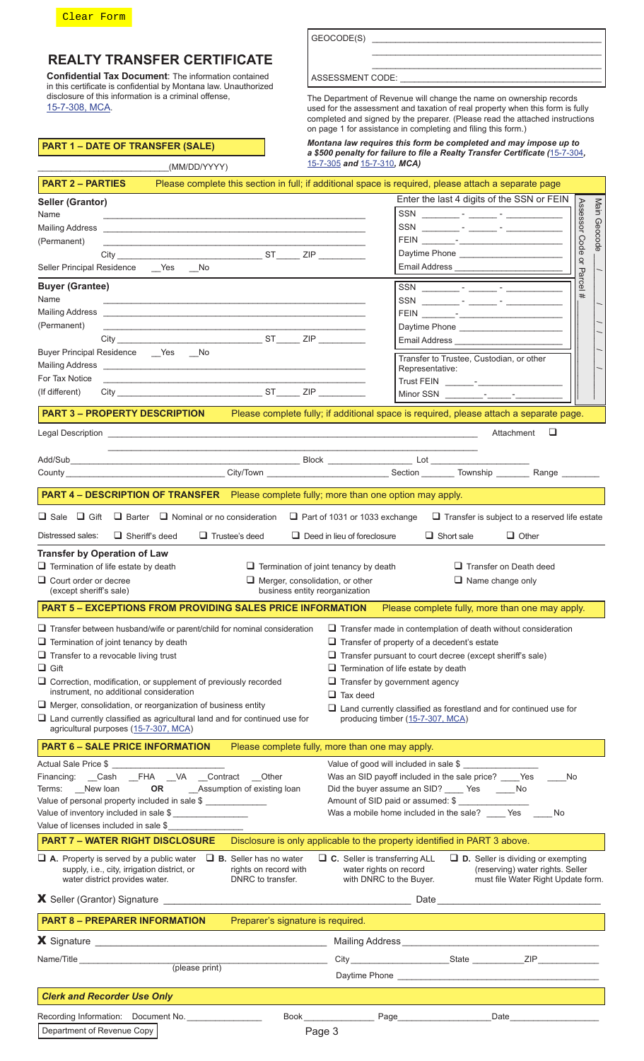Clear Form

# REALTY TRANSFER CERTIFICATE

**Confidential Tax Document**: The information contained in this certificate is confidential by Montana law. Unauthorized disclosure of this information is a criminal offense, 15-7-308, MCA.

GEOCODE(S) ______________________________

ASSESSMENT CODE: ______________________________

The Department of Revenue will change the name on ownership records used for the assessment and taxation of real property when this form is fully completed and signed by the preparer. (Please read the attached instructions on page 1 for assistance in completing and filing this form.)

***Montana law requires this form be completed and may impose up to a $500 penalty for failure to file a Realty Transfer Certificate (15-7-304, 15-7-305 and 15-7-310, MCA)***

## PART 1 – DATE OF TRANSFER (SALE)

______________________ (MM/DD/YYYY)

## PART 2 – PARTIES

Please complete this section in full; if additional space is required, please attach a separate page

**Seller (Grantor)**

Name ______________________________

Mailing Address ______________________________

(Permanent) ______________________________

City ______________ ST _____ ZIP ________

Seller Principal Residence __Yes __No

Enter the last 4 digits of the SSN or FEIN

SSN _____ - _____ - _______

SSN _____ - _____ - _______

FEIN _____ - ___________

Daytime Phone ______________

Email Address ______________

**Buyer (Grantee)**

Name ______________________________

Mailing Address ______________________________

(Permanent) ______________________________

City ______________ ST _____ ZIP ________

Buyer Principal Residence __Yes __No

Mailing Address ______________________________

For Tax Notice ______________________________

(If different) City ______________ ST _____ ZIP ________

SSN _____ - _____ - _______

SSN _____ - _____ - _______

FEIN _____ - ___________

Daytime Phone ______________

Email Address ______________

Transfer to Trustee, Custodian, or other Representative:

Trust FEIN _____ - ___________

Minor SSN _____ - _____ - _______

Assessor Code or Parcel # | Main Geocode

## PART 3 – PROPERTY DESCRIPTION

Please complete fully; if additional space is required, please attach a separate page.

Legal Description ______________________________ Attachment ☐

Add/Sub ______________ Block ________ Lot ________

County ______________ City/Town ______________ Section _____ Township _____ Range _____

## PART 4 – DESCRIPTION OF TRANSFER

Please complete fully; more than one option may apply.

☐ Sale ☐ Gift ☐ Barter ☐ Nominal or no consideration ☐ Part of 1031 or 1033 exchange ☐ Transfer is subject to a reserved life estate

Distressed sales: ☐ Sheriff's deed ☐ Trustee's deed ☐ Deed in lieu of foreclosure ☐ Short sale ☐ Other

**Transfer by Operation of Law**

☐ Termination of life estate by death ☐ Termination of joint tenancy by death ☐ Transfer on Death deed

☐ Court order or decree (except sheriff's sale) ☐ Merger, consolidation, or other business entity reorganization ☐ Name change only

## PART 5 – EXCEPTIONS FROM PROVIDING SALES PRICE INFORMATION

Please complete fully, more than one may apply.

☐ Transfer between husband/wife or parent/child for nominal consideration

☐ Termination of joint tenancy by death

☐ Transfer to a revocable living trust

☐ Gift

☐ Correction, modification, or supplement of previously recorded instrument, no additional consideration

☐ Merger, consolidation, or reorganization of business entity

☐ Land currently classified as agricultural land and for continued use for agricultural purposes (15-7-307, MCA)

☐ Transfer made in contemplation of death without consideration

☐ Transfer of property of a decedent's estate

☐ Transfer pursuant to court decree (except sheriff's sale)

☐ Termination of life estate by death

☐ Transfer by government agency

☐ Tax deed

☐ Land currently classified as forestland and for continued use for producing timber (15-7-307, MCA)

## PART 6 – SALE PRICE INFORMATION

Please complete fully, more than one may apply.

Actual Sale Price $ ______________

Financing: __Cash __FHA __VA __Contract __Other

Terms: __New loan **OR** __Assumption of existing loan

Value of personal property included in sale $ ________

Value of inventory included in sale $ ________

Value of licenses included in sale $ ________

Value of good will included in sale $ ________

Was an SID payoff included in the sale price? ___Yes ___No

Did the buyer assume an SID? ___ Yes ___No

Amount of SID paid or assumed: $ ________

Was a mobile home included in the sale? ___ Yes ___ No

## PART 7 – WATER RIGHT DISCLOSURE

Disclosure is only applicable to the property identified in PART 3 above.

☐ **A.** Property is served by a public water supply, i.e., city, irrigation district, or water district provides water.

☐ **B.** Seller has no water rights on record with DNRC to transfer.

☐ **C.** Seller is transferring ALL water rights on record with DNRC to the Buyer.

☐ **D.** Seller is dividing or exempting (reserving) water rights. Seller must file Water Right Update form.

**X** Seller (Grantor) Signature ______________________________ Date ______________

## PART 8 – PREPARER INFORMATION

Preparer's signature is required.

**X** Signature ______________________________

Name/Title ______________________________ (please print)

Mailing Address ______________________________

City ______________ State ________ ZIP ________

Daytime Phone ______________________________

***Clerk and Recorder Use Only***

Recording Information: Document No. ____________ Book ________ Page ________ Date ________

Department of Revenue Copy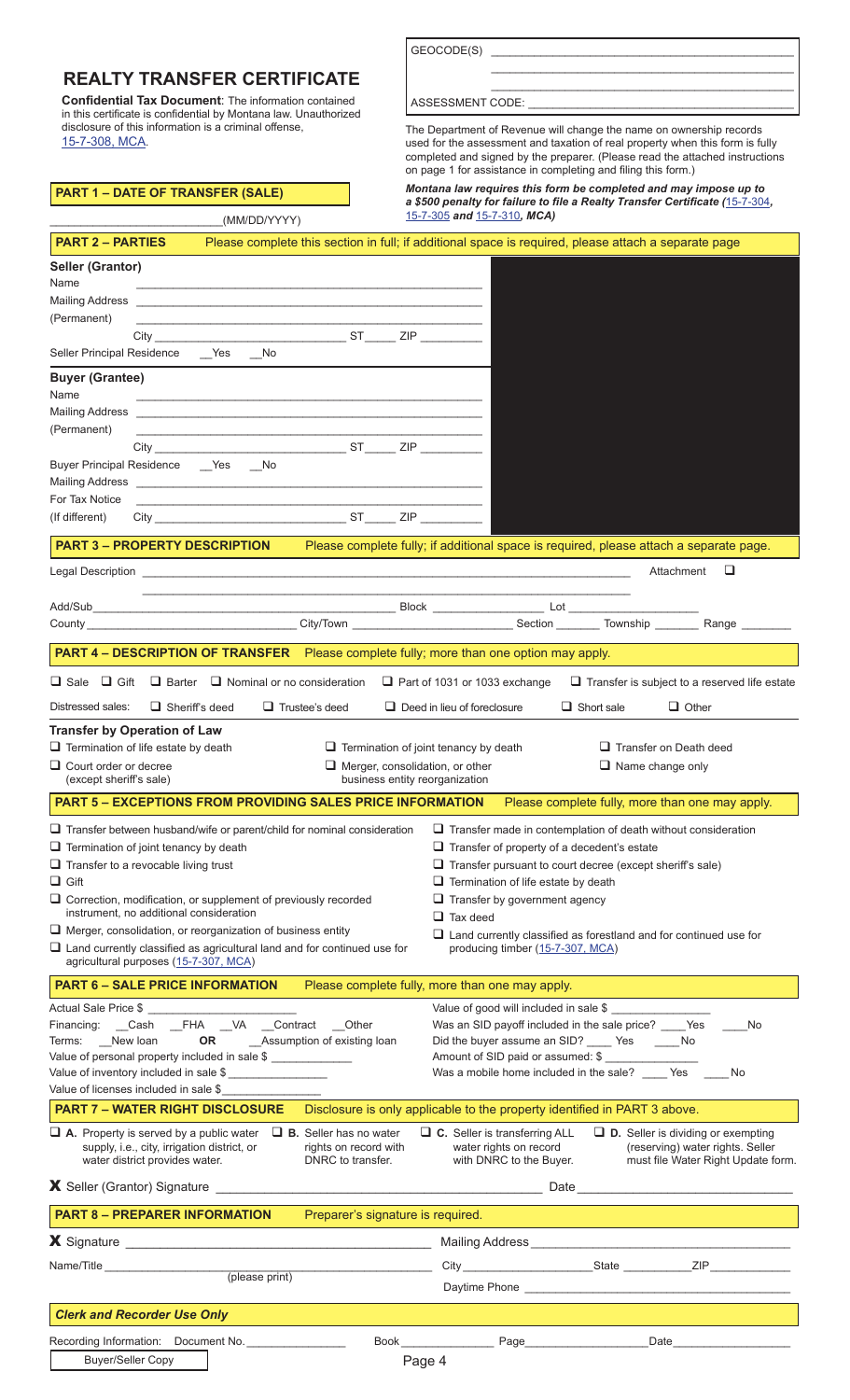# REALTY TRANSFER CERTIFICATE

**Confidential Tax Document**: The information contained in this certificate is confidential by Montana law. Unauthorized disclosure of this information is a criminal offense, 15-7-308, MCA.

GEOCODE(S) ____________________________________________

ASSESSMENT CODE: ____________________________________________

The Department of Revenue will change the name on ownership records used for the assessment and taxation of real property when this form is fully completed and signed by the preparer. (Please read the attached instructions on page 1 for assistance in completing and filing this form.)

***Montana law requires this form be completed and may impose up to a $500 penalty for failure to file a Realty Transfer Certificate (15-7-304, 15-7-305 and 15-7-310, MCA)***

## PART 1 – DATE OF TRANSFER (SALE)

________________________ (MM/DD/YYYY)

## PART 2 – PARTIES

Please complete this section in full; if additional space is required, please attach a separate page

**Seller (Grantor)**

Name ____________________________________________

Mailing Address ____________________________________________

(Permanent) ____________________________________________

City ________________________ ST _____ ZIP _________

Seller Principal Residence __Yes __No

**Buyer (Grantee)**

Name ____________________________________________

Mailing Address ____________________________________________

(Permanent) ____________________________________________

City ________________________ ST _____ ZIP _________

Buyer Principal Residence __Yes __No

Mailing Address For Tax Notice (If different) ____________________________________________

City ________________________ ST _____ ZIP _________

## PART 3 – PROPERTY DESCRIPTION

Please complete fully; if additional space is required, please attach a separate page.

Legal Description ____________________________________________ Attachment ☐

____________________________________________

Add/Sub ________________________ Block ____________ Lot ____________

County ________________ City/Town ________________ Section _______ Township _______ Range _______

## PART 4 – DESCRIPTION OF TRANSFER

Please complete fully; more than one option may apply.

☐ Sale ☐ Gift ☐ Barter ☐ Nominal or no consideration ☐ Part of 1031 or 1033 exchange ☐ Transfer is subject to a reserved life estate

Distressed sales: ☐ Sheriff's deed ☐ Trustee's deed ☐ Deed in lieu of foreclosure ☐ Short sale ☐ Other

**Transfer by Operation of Law**

☐ Termination of life estate by death

☐ Court order or decree (except sheriff's sale)

☐ Termination of joint tenancy by death

☐ Merger, consolidation, or other business entity reorganization

☐ Transfer on Death deed

☐ Name change only

## PART 5 – EXCEPTIONS FROM PROVIDING SALES PRICE INFORMATION

Please complete fully, more than one may apply.

☐ Transfer between husband/wife or parent/child for nominal consideration

☐ Termination of joint tenancy by death

☐ Transfer to a revocable living trust

☐ Gift

☐ Correction, modification, or supplement of previously recorded instrument, no additional consideration

☐ Merger, consolidation, or reorganization of business entity

☐ Land currently classified as agricultural land and for continued use for agricultural purposes (15-7-307, MCA)

☐ Transfer made in contemplation of death without consideration

☐ Transfer of property of a decedent's estate

☐ Transfer pursuant to court decree (except sheriff's sale)

☐ Termination of life estate by death

☐ Transfer by government agency

☐ Tax deed

☐ Land currently classified as forestland and for continued use for producing timber (15-7-307, MCA)

## PART 6 – SALE PRICE INFORMATION

Please complete fully, more than one may apply.

Actual Sale Price $ ________________________

Financing: __Cash __FHA __VA __Contract __Other

Terms: __New loan **OR** __Assumption of existing loan

Value of personal property included in sale $ ____________

Value of inventory included in sale $ ______________

Value of licenses included in sale $ ______________

Value of good will included in sale $ ______________

Was an SID payoff included in the sale price? ____Yes ____No

Did the buyer assume an SID? ____ Yes ____No

Amount of SID paid or assumed: $ ______________

Was a mobile home included in the sale? ____ Yes ____ No

## PART 7 – WATER RIGHT DISCLOSURE

Disclosure is only applicable to the property identified in PART 3 above.

☐ **A.** Property is served by a public water supply, i.e., city, irrigation district, or water district provides water.

☐ **B.** Seller has no water rights on record with DNRC to transfer.

☐ **C.** Seller is transferring ALL water rights on record with DNRC to the Buyer.

☐ **D.** Seller is dividing or exempting (reserving) water rights. Seller must file Water Right Update form.

**X** Seller (Grantor) Signature ________________________________ Date ________________

## PART 8 – PREPARER INFORMATION

Preparer's signature is required.

**X** Signature ________________________________

Name/Title ________________________________ (please print)

Mailing Address ________________________________

City ________________ State __________ ZIP __________

Daytime Phone ________________________________

***Clerk and Recorder Use Only***

Recording Information: Document No. ______________ Book ______________ Page ______________ Date ______________

Buyer/Seller Copy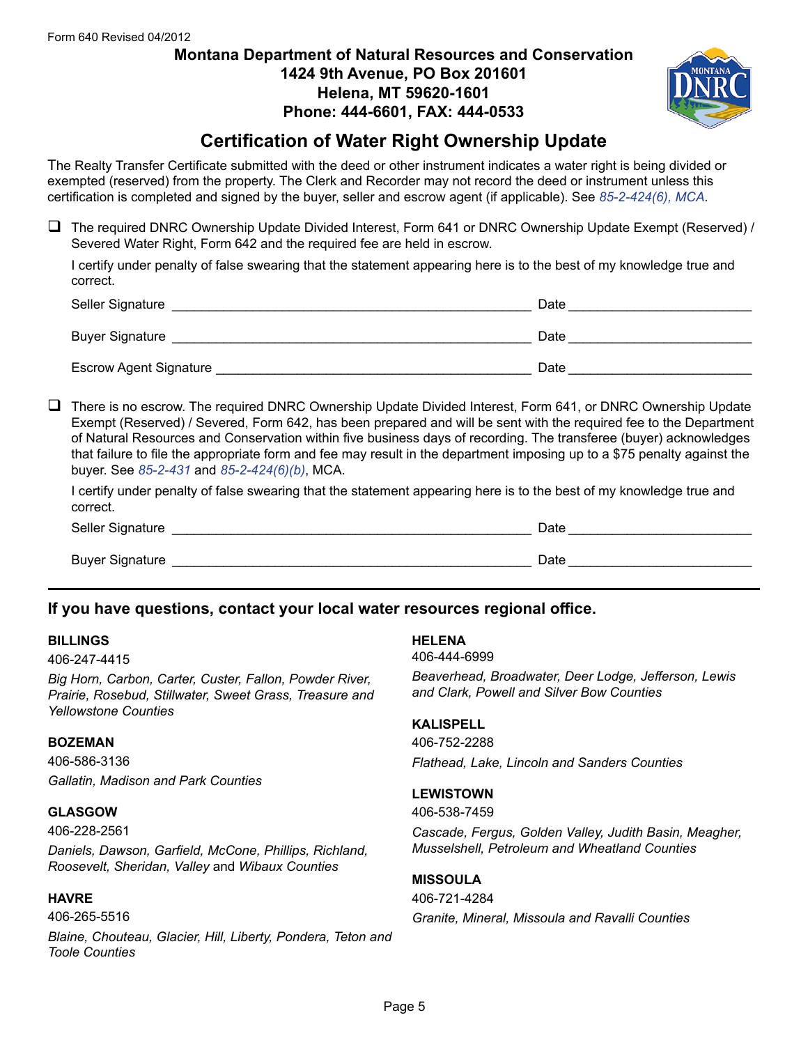Form 640 Revised 04/2012

**Montana Department of Natural Resources and Conservation**
**1424 9th Avenue, PO Box 201601**
**Helena, MT 59620-1601**
**Phone: 444-6601, FAX: 444-0533**

# Certification of Water Right Ownership Update

The Realty Transfer Certificate submitted with the deed or other instrument indicates a water right is being divided or exempted (reserved) from the property. The Clerk and Recorder may not record the deed or instrument unless this certification is completed and signed by the buyer, seller and escrow agent (if applicable). See *85-2-424(6), MCA*.

☐ The required DNRC Ownership Update Divided Interest, Form 641 or DNRC Ownership Update Exempt (Reserved) / Severed Water Right, Form 642 and the required fee are held in escrow.

I certify under penalty of false swearing that the statement appearing here is to the best of my knowledge true and correct.

Seller Signature ________________________________________ Date ____________________

Buyer Signature ________________________________________ Date ____________________

Escrow Agent Signature ____________________________________ Date ____________________

☐ There is no escrow. The required DNRC Ownership Update Divided Interest, Form 641, or DNRC Ownership Update Exempt (Reserved) / Severed, Form 642, has been prepared and will be sent with the required fee to the Department of Natural Resources and Conservation within five business days of recording. The transferee (buyer) acknowledges that failure to file the appropriate form and fee may result in the department imposing up to a $75 penalty against the buyer. See *85-2-431* and *85-2-424(6)(b)*, MCA.

I certify under penalty of false swearing that the statement appearing here is to the best of my knowledge true and correct.

Seller Signature ________________________________________ Date ____________________

Buyer Signature ________________________________________ Date ____________________

---

## If you have questions, contact your local water resources regional office.

**BILLINGS**
406-247-4415
*Big Horn, Carbon, Carter, Custer, Fallon, Powder River, Prairie, Rosebud, Stillwater, Sweet Grass, Treasure and Yellowstone Counties*

**BOZEMAN**
406-586-3136
*Gallatin, Madison and Park Counties*

**GLASGOW**
406-228-2561
*Daniels, Dawson, Garfield, McCone, Phillips, Richland, Roosevelt, Sheridan, Valley* and *Wibaux Counties*

**HAVRE**
406-265-5516
*Blaine, Chouteau, Glacier, Hill, Liberty, Pondera, Teton and Toole Counties*

**HELENA**
406-444-6999
*Beaverhead, Broadwater, Deer Lodge, Jefferson, Lewis and Clark, Powell and Silver Bow Counties*

**KALISPELL**
406-752-2288
*Flathead, Lake, Lincoln and Sanders Counties*

**LEWISTOWN**
406-538-7459
*Cascade, Fergus, Golden Valley, Judith Basin, Meagher, Musselshell, Petroleum and Wheatland Counties*

**MISSOULA**
406-721-4284
*Granite, Mineral, Missoula and Ravalli Counties*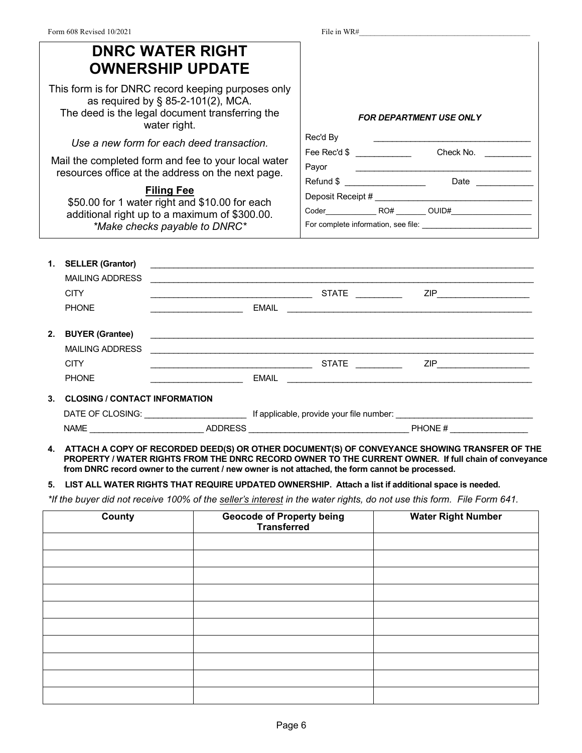Form 608 Revised 10/2021

File in WR#\_\_\_\_\_\_\_\_\_\_\_\_\_\_\_\_\_\_\_\_\_\_\_\_\_\_\_\_\_\_

# DNRC WATER RIGHT OWNERSHIP UPDATE

This form is for DNRC record keeping purposes only as required by § 85-2-101(2), MCA.
The deed is the legal document transferring the water right.

*Use a new form for each deed transaction.*

Mail the completed form and fee to your local water resources office at the address on the next page.

**Filing Fee**

$50.00 for 1 water right and $10.00 for each additional right up to a maximum of $300.00.
*\*Make checks payable to DNRC\**

***FOR DEPARTMENT USE ONLY***

Rec'd By \_\_\_\_\_\_\_\_\_\_\_\_\_\_\_\_\_\_\_\_\_\_\_\_\_\_\_\_\_\_

Fee Rec'd $ \_\_\_\_\_\_\_\_\_\_\_ Check No. \_\_\_\_\_\_\_\_\_

Payor \_\_\_\_\_\_\_\_\_\_\_\_\_\_\_\_\_\_\_\_\_\_\_\_\_\_\_\_\_\_\_\_

Refund $ \_\_\_\_\_\_\_\_\_\_\_\_\_\_\_\_ Date \_\_\_\_\_\_\_\_\_\_\_

Deposit Receipt # \_\_\_\_\_\_\_\_\_\_\_\_\_\_\_\_\_\_\_\_\_\_\_\_\_\_\_\_

Coder\_\_\_\_\_\_\_\_\_\_\_ RO# \_\_\_\_\_\_\_ OUID#\_\_\_\_\_\_\_\_\_\_\_\_\_\_\_\_\_

For complete information, see file: \_\_\_\_\_\_\_\_\_\_\_\_\_\_\_\_\_\_\_\_\_\_\_

1. **SELLER (Grantor)** \_\_\_\_\_\_\_\_\_\_\_\_\_\_\_\_\_\_\_\_\_\_\_\_\_\_\_\_\_\_\_\_\_\_\_\_\_\_\_\_\_\_\_\_\_\_\_\_\_\_\_\_\_\_\_\_\_\_\_\_\_\_\_\_\_\_\_\_\_\_

   MAILING ADDRESS \_\_\_\_\_\_\_\_\_\_\_\_\_\_\_\_\_\_\_\_\_\_\_\_\_\_\_\_\_\_\_\_\_\_\_\_\_\_\_\_\_\_\_\_\_\_\_\_\_\_\_\_\_\_\_\_\_\_\_\_\_\_\_\_\_\_\_\_

   CITY \_\_\_\_\_\_\_\_\_\_\_\_\_\_\_\_\_\_\_\_\_\_\_\_\_\_\_\_\_\_\_\_\_ STATE \_\_\_\_\_\_\_\_\_ ZIP\_\_\_\_\_\_\_\_\_\_\_\_\_\_\_\_\_\_\_

   PHONE \_\_\_\_\_\_\_\_\_\_\_\_\_\_\_\_\_\_ EMAIL \_\_\_\_\_\_\_\_\_\_\_\_\_\_\_\_\_\_\_\_\_\_\_\_\_\_\_\_\_\_\_\_\_\_\_\_\_\_\_\_\_\_\_\_\_\_\_\_\_\_

2. **BUYER (Grantee)** \_\_\_\_\_\_\_\_\_\_\_\_\_\_\_\_\_\_\_\_\_\_\_\_\_\_\_\_\_\_\_\_\_\_\_\_\_\_\_\_\_\_\_\_\_\_\_\_\_\_\_\_\_\_\_\_\_\_\_\_\_\_\_\_\_\_\_\_\_\_

   MAILING ADDRESS \_\_\_\_\_\_\_\_\_\_\_\_\_\_\_\_\_\_\_\_\_\_\_\_\_\_\_\_\_\_\_\_\_\_\_\_\_\_\_\_\_\_\_\_\_\_\_\_\_\_\_\_\_\_\_\_\_\_\_\_\_\_\_\_\_\_\_\_

   CITY \_\_\_\_\_\_\_\_\_\_\_\_\_\_\_\_\_\_\_\_\_\_\_\_\_\_\_\_\_\_\_\_\_ STATE \_\_\_\_\_\_\_\_\_ ZIP\_\_\_\_\_\_\_\_\_\_\_\_\_\_\_\_\_\_\_

   PHONE \_\_\_\_\_\_\_\_\_\_\_\_\_\_\_\_\_\_ EMAIL \_\_\_\_\_\_\_\_\_\_\_\_\_\_\_\_\_\_\_\_\_\_\_\_\_\_\_\_\_\_\_\_\_\_\_\_\_\_\_\_\_\_\_\_\_\_\_\_\_\_

3. **CLOSING / CONTACT INFORMATION**

   DATE OF CLOSING: \_\_\_\_\_\_\_\_\_\_\_\_\_\_\_\_\_\_\_\_\_ If applicable, provide your file number: \_\_\_\_\_\_\_\_\_\_\_\_\_\_\_\_\_\_\_\_\_\_\_\_\_\_\_\_\_

   NAME \_\_\_\_\_\_\_\_\_\_\_\_\_\_\_\_\_\_\_\_\_\_\_\_ ADDRESS \_\_\_\_\_\_\_\_\_\_\_\_\_\_\_\_\_\_\_\_\_\_\_\_\_\_\_\_\_\_\_\_\_\_ PHONE # \_\_\_\_\_\_\_\_\_\_\_\_\_\_\_\_

4. **ATTACH A COPY OF RECORDED DEED(S) OR OTHER DOCUMENT(S) OF CONVEYANCE SHOWING TRANSFER OF THE PROPERTY / WATER RIGHTS FROM THE DNRC RECORD OWNER TO THE CURRENT OWNER. If full chain of conveyance from DNRC record owner to the current / new owner is not attached, the form cannot be processed.**

5. **LIST ALL WATER RIGHTS THAT REQUIRE UPDATED OWNERSHIP. Attach a list if additional space is needed.**

*\*If the buyer did not receive 100% of the <u>seller's interest</u> in the water rights, do not use this form. File Form 641.*

| County | Geocode of Property being Transferred | Water Right Number |
|---|---|---|
| | | |
| | | |
| | | |
| | | |
| | | |
| | | |
| | | |
| | | |
| | | |
| | | |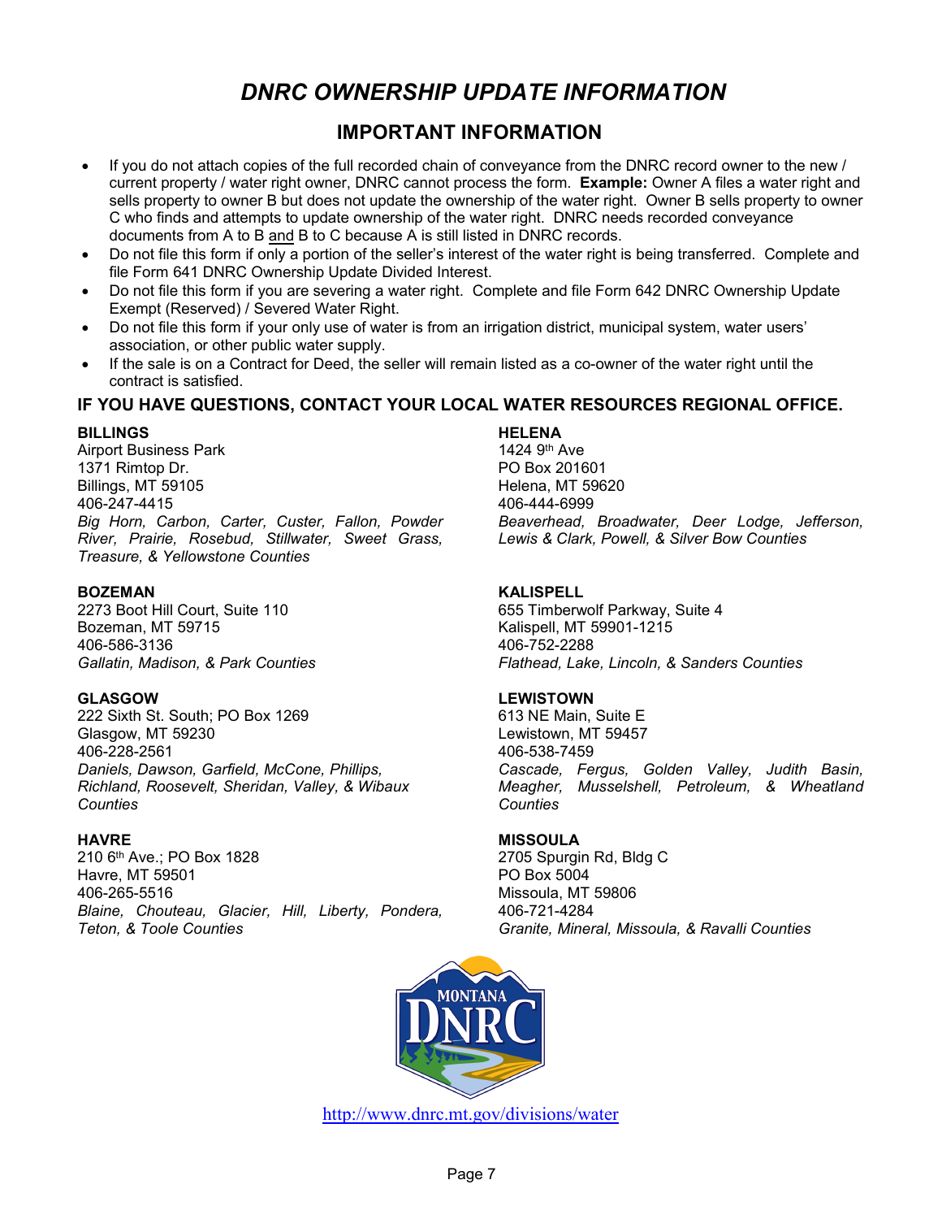# *DNRC OWNERSHIP UPDATE INFORMATION*

## IMPORTANT INFORMATION

- If you do not attach copies of the full recorded chain of conveyance from the DNRC record owner to the new / current property / water right owner, DNRC cannot process the form. **Example:** Owner A files a water right and sells property to owner B but does not update the ownership of the water right. Owner B sells property to owner C who finds and attempts to update ownership of the water right. DNRC needs recorded conveyance documents from A to B and B to C because A is still listed in DNRC records.
- Do not file this form if only a portion of the seller's interest of the water right is being transferred. Complete and file Form 641 DNRC Ownership Update Divided Interest.
- Do not file this form if you are severing a water right. Complete and file Form 642 DNRC Ownership Update Exempt (Reserved) / Severed Water Right.
- Do not file this form if your only use of water is from an irrigation district, municipal system, water users' association, or other public water supply.
- If the sale is on a Contract for Deed, the seller will remain listed as a co-owner of the water right until the contract is satisfied.

**IF YOU HAVE QUESTIONS, CONTACT YOUR LOCAL WATER RESOURCES REGIONAL OFFICE.**

**BILLINGS**
Airport Business Park
1371 Rimtop Dr.
Billings, MT 59105
406-247-4415
*Big Horn, Carbon, Carter, Custer, Fallon, Powder River, Prairie, Rosebud, Stillwater, Sweet Grass, Treasure, & Yellowstone Counties*

**BOZEMAN**
2273 Boot Hill Court, Suite 110
Bozeman, MT 59715
406-586-3136
*Gallatin, Madison, & Park Counties*

**GLASGOW**
222 Sixth St. South; PO Box 1269
Glasgow, MT 59230
406-228-2561
*Daniels, Dawson, Garfield, McCone, Phillips, Richland, Roosevelt, Sheridan, Valley, & Wibaux Counties*

**HAVRE**
210 6th Ave.; PO Box 1828
Havre, MT 59501
406-265-5516
*Blaine, Chouteau, Glacier, Hill, Liberty, Pondera, Teton, & Toole Counties*

**HELENA**
1424 9th Ave
PO Box 201601
Helena, MT 59620
406-444-6999
*Beaverhead, Broadwater, Deer Lodge, Jefferson, Lewis & Clark, Powell, & Silver Bow Counties*

**KALISPELL**
655 Timberwolf Parkway, Suite 4
Kalispell, MT 59901-1215
406-752-2288
*Flathead, Lake, Lincoln, & Sanders Counties*

**LEWISTOWN**
613 NE Main, Suite E
Lewistown, MT 59457
406-538-7459
*Cascade, Fergus, Golden Valley, Judith Basin, Meagher, Musselshell, Petroleum, & Wheatland Counties*

**MISSOULA**
2705 Spurgin Rd, Bldg C
PO Box 5004
Missoula, MT 59806
406-721-4284
*Granite, Mineral, Missoula, & Ravalli Counties*

MONTANA DNRC

http://www.dnrc.mt.gov/divisions/water